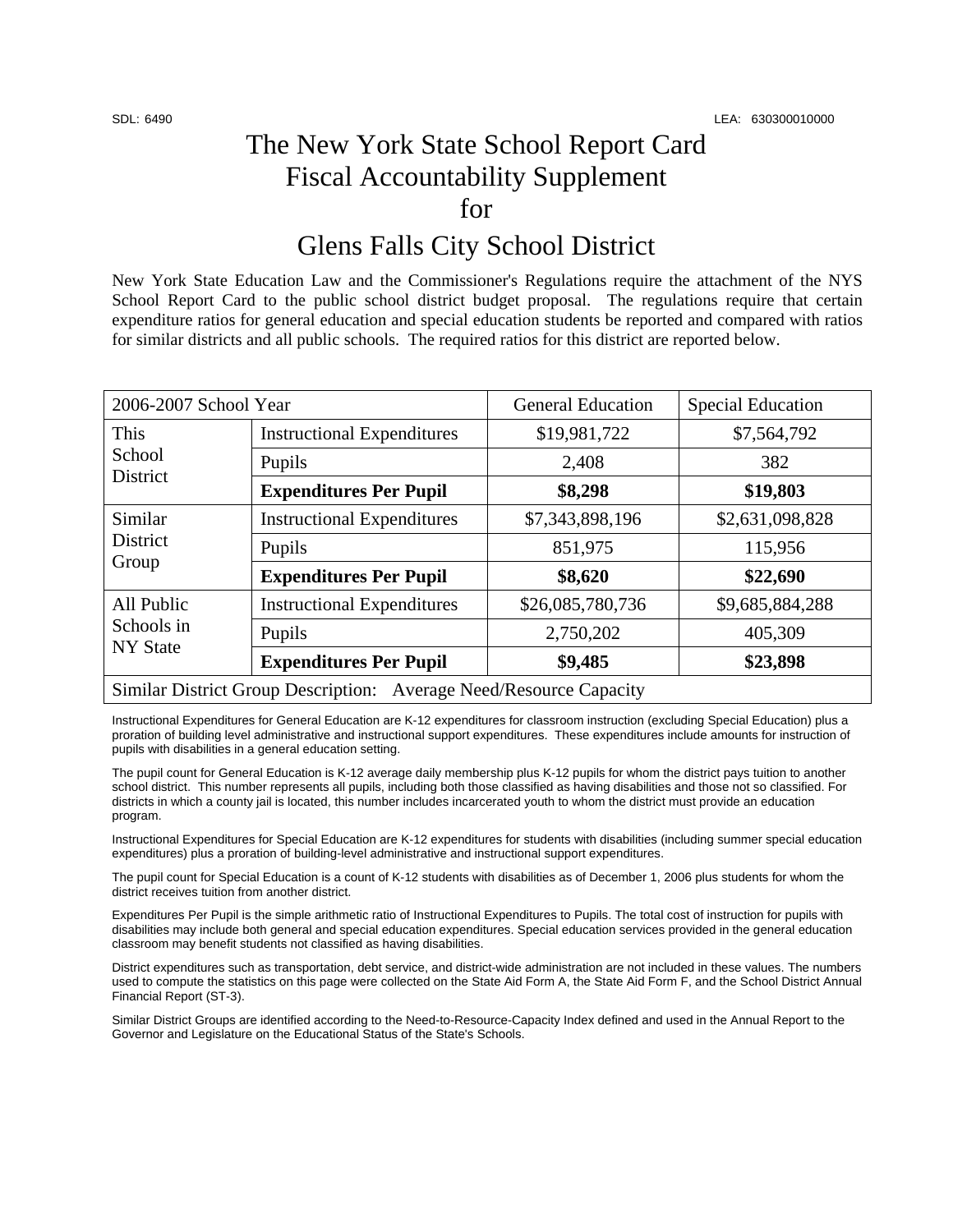SDL: 6490 LEA: 630300010000

# The New York State School Report Card Fiscal Accountability Supplement for

# Glens Falls City School District

New York State Education Law and the Commissioner's Regulations require the attachment of the NYS School Report Card to the public school district budget proposal. The regulations require that certain expenditure ratios for general education and special education students be reported and compared with ratios for similar districts and all public schools. The required ratios for this district are reported below.

| 2006-2007 School Year | | General Education | Special Education |
|---|---|---|---|
| This School District | Instructional Expenditures | $19,981,722 | $7,564,792 |
| | Pupils | 2,408 | 382 |
| | **Expenditures Per Pupil** | **$8,298** | **$19,803** |
| Similar District Group | Instructional Expenditures | $7,343,898,196 | $2,631,098,828 |
| | Pupils | 851,975 | 115,956 |
| | **Expenditures Per Pupil** | **$8,620** | **$22,690** |
| All Public Schools in NY State | Instructional Expenditures | $26,085,780,736 | $9,685,884,288 |
| | Pupils | 2,750,202 | 405,309 |
| | **Expenditures Per Pupil** | **$9,485** | **$23,898** |
| Similar District Group Description: Average Need/Resource Capacity | | | |

Instructional Expenditures for General Education are K-12 expenditures for classroom instruction (excluding Special Education) plus a proration of building level administrative and instructional support expenditures. These expenditures include amounts for instruction of pupils with disabilities in a general education setting.

The pupil count for General Education is K-12 average daily membership plus K-12 pupils for whom the district pays tuition to another school district. This number represents all pupils, including both those classified as having disabilities and those not so classified. For districts in which a county jail is located, this number includes incarcerated youth to whom the district must provide an education program.

Instructional Expenditures for Special Education are K-12 expenditures for students with disabilities (including summer special education expenditures) plus a proration of building-level administrative and instructional support expenditures.

The pupil count for Special Education is a count of K-12 students with disabilities as of December 1, 2006 plus students for whom the district receives tuition from another district.

Expenditures Per Pupil is the simple arithmetic ratio of Instructional Expenditures to Pupils. The total cost of instruction for pupils with disabilities may include both general and special education expenditures. Special education services provided in the general education classroom may benefit students not classified as having disabilities.

District expenditures such as transportation, debt service, and district-wide administration are not included in these values. The numbers used to compute the statistics on this page were collected on the State Aid Form A, the State Aid Form F, and the School District Annual Financial Report (ST-3).

Similar District Groups are identified according to the Need-to-Resource-Capacity Index defined and used in the Annual Report to the Governor and Legislature on the Educational Status of the State's Schools.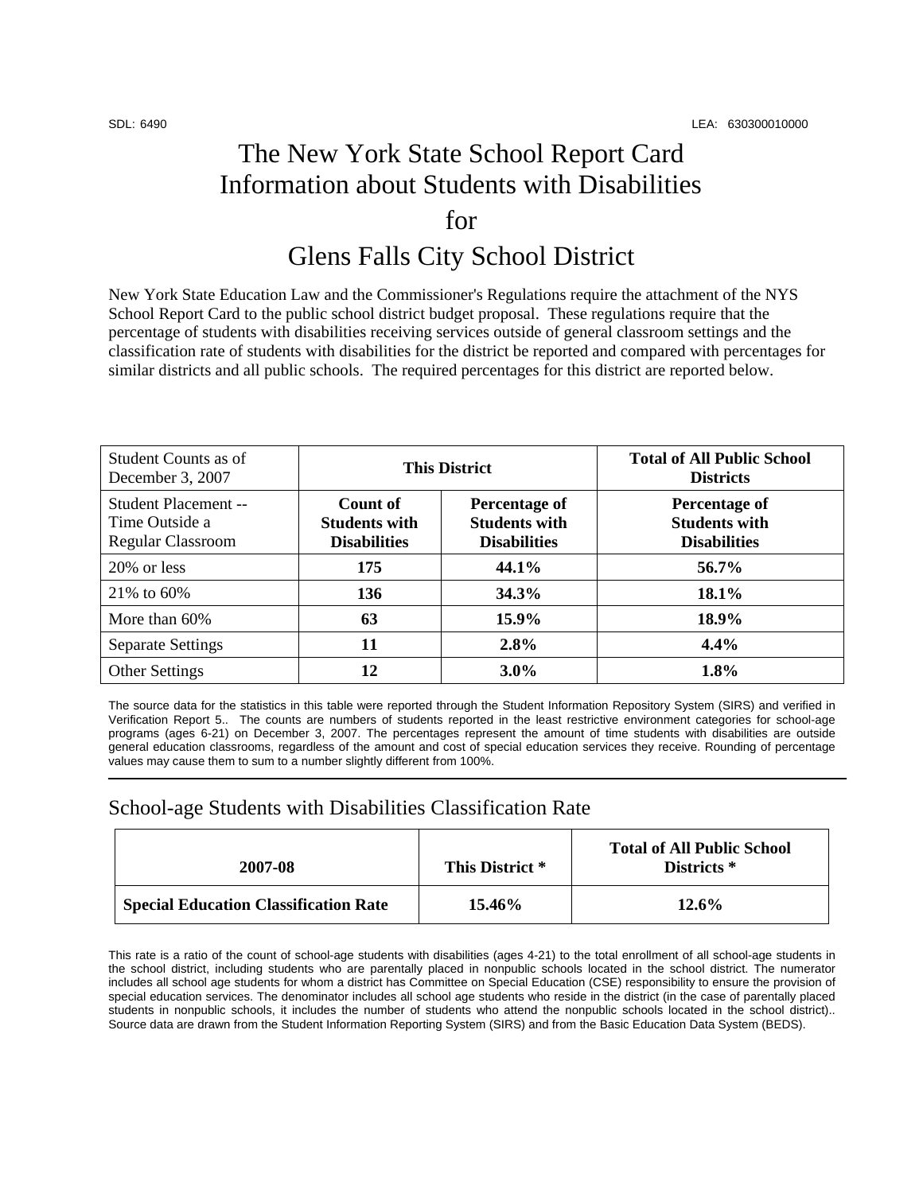SDL: 6490 LEA: 630300010000

# The New York State School Report Card
# Information about Students with Disabilities
# for
# Glens Falls City School District

New York State Education Law and the Commissioner's Regulations require the attachment of the NYS School Report Card to the public school district budget proposal. These regulations require that the percentage of students with disabilities receiving services outside of general classroom settings and the classification rate of students with disabilities for the district be reported and compared with percentages for similar districts and all public schools. The required percentages for this district are reported below.

| Student Counts as of December 3, 2007 | **This District** | | **Total of All Public School Districts** |
|---|---|---|---|
| Student Placement -- Time Outside a Regular Classroom | **Count of Students with Disabilities** | **Percentage of Students with Disabilities** | **Percentage of Students with Disabilities** |
| 20% or less | **175** | **44.1%** | **56.7%** |
| 21% to 60% | **136** | **34.3%** | **18.1%** |
| More than 60% | **63** | **15.9%** | **18.9%** |
| Separate Settings | **11** | **2.8%** | **4.4%** |
| Other Settings | **12** | **3.0%** | **1.8%** |

The source data for the statistics in this table were reported through the Student Information Repository System (SIRS) and verified in Verification Report 5.. The counts are numbers of students reported in the least restrictive environment categories for school-age programs (ages 6-21) on December 3, 2007. The percentages represent the amount of time students with disabilities are outside general education classrooms, regardless of the amount and cost of special education services they receive. Rounding of percentage values may cause them to sum to a number slightly different from 100%.

## School-age Students with Disabilities Classification Rate

| **2007-08** | **This District *** | **Total of All Public School Districts *** |
|---|---|---|
| **Special Education Classification Rate** | **15.46%** | **12.6%** |

This rate is a ratio of the count of school-age students with disabilities (ages 4-21) to the total enrollment of all school-age students in the school district, including students who are parentally placed in nonpublic schools located in the school district. The numerator includes all school age students for whom a district has Committee on Special Education (CSE) responsibility to ensure the provision of special education services. The denominator includes all school age students who reside in the district (in the case of parentally placed students in nonpublic schools, it includes the number of students who attend the nonpublic schools located in the school district).. Source data are drawn from the Student Information Reporting System (SIRS) and from the Basic Education Data System (BEDS).